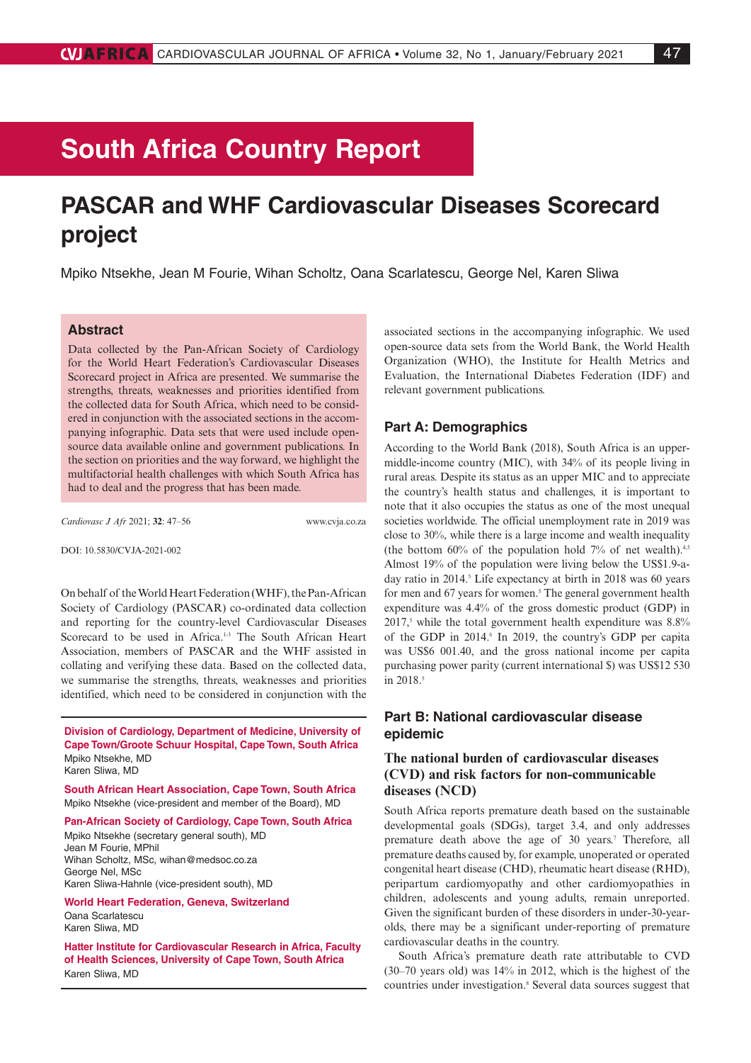# South Africa Country Report

# PASCAR and WHF Cardiovascular Diseases Scorecard project

Mpiko Ntsekhe, Jean M Fourie, Wihan Scholtz, Oana Scarlatescu, George Nel, Karen Sliwa

## Abstract

Data collected by the Pan-African Society of Cardiology for the World Heart Federation's Cardiovascular Diseases Scorecard project in Africa are presented. We summarise the strengths, threats, weaknesses and priorities identified from the collected data for South Africa, which need to be considered in conjunction with the associated sections in the accompanying infographic. Data sets that were used include open-source data available online and government publications. In the section on priorities and the way forward, we highlight the multifactorial health challenges with which South Africa has had to deal and the progress that has been made.

*Cardiovasc J Afr* 2021; **32**: 47–56 www.cvja.co.za

DOI: 10.5830/CVJA-2021-002

On behalf of the World Heart Federation (WHF), the Pan-African Society of Cardiology (PASCAR) co-ordinated data collection and reporting for the country-level Cardiovascular Diseases Scorecard to be used in Africa.[1-3] The South African Heart Association, members of PASCAR and the WHF assisted in collating and verifying these data. Based on the collected data, we summarise the strengths, threats, weaknesses and priorities identified, which need to be considered in conjunction with the associated sections in the accompanying infographic. We used open-source data sets from the World Bank, the World Health Organization (WHO), the Institute for Health Metrics and Evaluation, the International Diabetes Federation (IDF) and relevant government publications.

**Division of Cardiology, Department of Medicine, University of Cape Town/Groote Schuur Hospital, Cape Town, South Africa**
Mpiko Ntsekhe, MD
Karen Sliwa, MD

**South African Heart Association, Cape Town, South Africa**
Mpiko Ntsekhe (vice-president and member of the Board), MD

**Pan-African Society of Cardiology, Cape Town, South Africa**
Mpiko Ntsekhe (secretary general south), MD
Jean M Fourie, MPhil
Wihan Scholtz, MSc, wihan@medsoc.co.za
George Nel, MSc
Karen Sliwa-Hahnle (vice-president south), MD

**World Heart Federation, Geneva, Switzerland**
Oana Scarlatescu
Karen Sliwa, MD

**Hatter Institute for Cardiovascular Research in Africa, Faculty of Health Sciences, University of Cape Town, South Africa**
Karen Sliwa, MD

## Part A: Demographics

According to the World Bank (2018), South Africa is an upper-middle-income country (MIC), with 34% of its people living in rural areas. Despite its status as an upper MIC and to appreciate the country's health status and challenges, it is important to note that it also occupies the status as one of the most unequal societies worldwide. The official unemployment rate in 2019 was close to 30%, while there is a large income and wealth inequality (the bottom 60% of the population hold 7% of net wealth).[4,5] Almost 19% of the population were living below the US$1.9-a-day ratio in 2014.[5] Life expectancy at birth in 2018 was 60 years for men and 67 years for women.[5] The general government health expenditure was 4.4% of the gross domestic product (GDP) in 2017,[5] while the total government health expenditure was 8.8% of the GDP in 2014.[6] In 2019, the country's GDP per capita was US$6 001.40, and the gross national income per capita purchasing power parity (current international $) was US$12 530 in 2018.[5]

## Part B: National cardiovascular disease epidemic

### The national burden of cardiovascular diseases (CVD) and risk factors for non-communicable diseases (NCD)

South Africa reports premature death based on the sustainable developmental goals (SDGs), target 3.4, and only addresses premature death above the age of 30 years.[7] Therefore, all premature deaths caused by, for example, unoperated or operated congenital heart disease (CHD), rheumatic heart disease (RHD), peripartum cardiomyopathy and other cardiomyopathies in children, adolescents and young adults, remain unreported. Given the significant burden of these disorders in under-30-year-olds, there may be a significant under-reporting of premature cardiovascular deaths in the country.

South Africa's premature death rate attributable to CVD (30–70 years old) was 14% in 2012, which is the highest of the countries under investigation.[8] Several data sources suggest that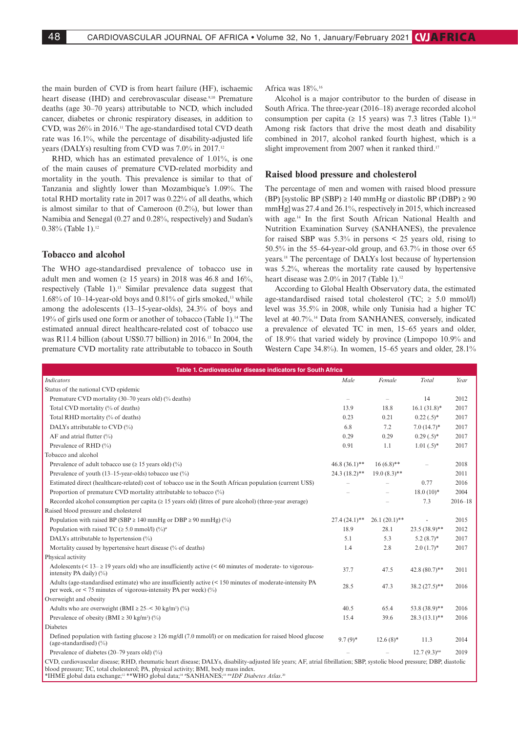the main burden of CVD is from heart failure (HF), ischaemic heart disease (IHD) and cerebrovascular disease.[9,10] Premature deaths (age 30–70 years) attributable to NCD, which included cancer, diabetes or chronic respiratory diseases, in addition to CVD, was 26% in 2016.[11] The age-standardised total CVD death rate was 16.1%, while the percentage of disability-adjusted life years (DALYs) resulting from CVD was 7.0% in 2017.[12]

RHD, which has an estimated prevalence of 1.01%, is one of the main causes of premature CVD-related morbidity and mortality in the youth. This prevalence is similar to that of Tanzania and slightly lower than Mozambique's 1.09%. The total RHD mortality rate in 2017 was 0.22% of all deaths, which is almost similar to that of Cameroon (0.2%), but lower than Namibia and Senegal (0.27 and 0.28%, respectively) and Sudan's 0.38% (Table 1).[12]

## Tobacco and alcohol

The WHO age-standardised prevalence of tobacco use in adult men and women (≥ 15 years) in 2018 was 46.8 and 16%, respectively (Table 1).[13] Similar prevalence data suggest that 1.68% of 10–14-year-old boys and 0.81% of girls smoked,[13] while among the adolescents (13–15-year-olds), 24.3% of boys and 19% of girls used one form or another of tobacco (Table 1).[14] The estimated annual direct healthcare-related cost of tobacco use was R11.4 billion (about US$0.77 billion) in 2016.[15] In 2004, the premature CVD mortality rate attributable to tobacco in South Africa was 18%.[16]

Alcohol is a major contributor to the burden of disease in South Africa. The three-year (2016–18) average recorded alcohol consumption per capita (≥ 15 years) was 7.3 litres (Table 1).[14] Among risk factors that drive the most death and disability combined in 2017, alcohol ranked fourth highest, which is a slight improvement from 2007 when it ranked third.[17]

## Raised blood pressure and cholesterol

The percentage of men and women with raised blood pressure (BP) [systolic BP (SBP) ≥ 140 mmHg or diastolic BP (DBP) ≥ 90 mmHg] was 27.4 and 26.1%, respectively in 2015, which increased with age.[14] In the first South African National Health and Nutrition Examination Survey (SANHANES), the prevalence for raised SBP was 5.3% in persons < 25 years old, rising to 50.5% in the 55–64-year-old group, and 63.7% in those over 65 years.[18] The percentage of DALYs lost because of hypertension was 5.2%, whereas the mortality rate caused by hypertensive heart disease was 2.0% in 2017 (Table 1).[12]

According to Global Health Observatory data, the estimated age-standardised raised total cholesterol (TC; ≥ 5.0 mmol/l) level was 35.5% in 2008, while only Tunisia had a higher TC level at 40.7%.[14] Data from SANHANES, conversely, indicated a prevalence of elevated TC in men, 15–65 years and older, of 18.9% that varied widely by province (Limpopo 10.9% and Western Cape 34.8%). In women, 15–65 years and older, 28.1%

**Table 1. Cardiovascular disease indicators for South Africa**

| *Indicators* | *Male* | *Female* | *Total* | *Year* |
|---|---|---|---|---|
| Status of the national CVD epidemic | | | | |
| Premature CVD mortality (30–70 years old) (% deaths) | – | – | 14 | 2012 |
| Total CVD mortality (% of deaths) | 13.9 | 18.8 | 16.1 (31.8)* | 2017 |
| Total RHD mortality (% of deaths) | 0.23 | 0.21 | 0.22 (.5)* | 2017 |
| DALYs attributable to CVD (%) | 6.8 | 7.2 | 7.0 (14.7)* | 2017 |
| AF and atrial flutter (%) | 0.29 | 0.29 | 0.29 (.5)* | 2017 |
| Prevalence of RHD (%) | 0.91 | 1.1 | 1.01 (.5)* | 2017 |
| Tobacco and alcohol | | | | |
| Prevalence of adult tobacco use (≥ 15 years old) (%) | 46.8 (36.1)** | 16 (6.8)** | – | 2018 |
| Prevalence of youth (13–15-year-olds) tobacco use (%) | 24.3 (18.2)** | 19.0 (8.3)** | | 2011 |
| Estimated direct (healthcare-related) cost of tobacco use in the South African population (current US$) | – | – | 0.77 | 2016 |
| Proportion of premature CVD mortality attributable to tobacco (%) | – | – | 18.0 (10)* | 2004 |
| Recorded alcohol consumption per capita (≥ 15 years old) (litres of pure alcohol) (three-year average) | | – | 7.3 | 2016–18 |
| Raised blood pressure and cholesterol | | | | |
| Population with raised BP (SBP ≥ 140 mmHg or DBP ≥ 90 mmHg) (%) | 27.4 (24.1)** | 26.1 (20.1)** | - | 2015 |
| Population with raised TC (≥ 5.0 mmol/l) (%)# | 18.9 | 28.1 | 23.5 (38.9)** | 2012 |
| DALYs attributable to hypertension (%) | 5.1 | 5.3 | 5.2 (8.7)* | 2017 |
| Mortality caused by hypertensive heart disease (% of deaths) | 1.4 | 2.8 | 2.0 (1.7)* | 2017 |
| Physical activity | | | | |
| Adolescents (< 13– ≥ 19 years old) who are insufficiently active (< 60 minutes of moderate- to vigorous-intensity PA daily) (%) | 37.7 | 47.5 | 42.8 (80.7)** | 2011 |
| Adults (age-standardised estimate) who are insufficiently active (< 150 minutes of moderate-intensity PA per week, or < 75 minutes of vigorous-intensity PA per week) (%) | 28.5 | 47.3 | 38.2 (27.5)** | 2016 |
| Overweight and obesity | | | | |
| Adults who are overweight (BMI ≥ 25–< 30 kg/m²) (%) | 40.5 | 65.4 | 53.8 (38.9)** | 2016 |
| Prevalence of obesity (BMI ≥ 30 kg/m²) (%) | 15.4 | 39.6 | 28.3 (13.1)** | 2016 |
| Diabetes | | | | |
| Defined population with fasting glucose ≥ 126 mg/dl (7.0 mmol/l) or on medication for raised blood glucose (age-standardised) (%) | 9.7 (9)* | 12.6 (8)* | 11.3 | 2014 |
| Prevalence of diabetes (20–79 years old) (%) | – | – | 12.7 (9.3)## | 2019 |

CVD, cardiovascular disease; RHD, rheumatic heart disease; DALYs, disability-adjusted life years; AF, atrial fibrillation; SBP, systolic blood pressure; DBP, diastolic blood pressure; TC, total cholesterol; PA, physical activity; BMI, body mass index.
*IHME global data exchange;[12] **WHO global data;[14] #SANHANES;[18] ##*IDF Diabetes Atlas*.[20]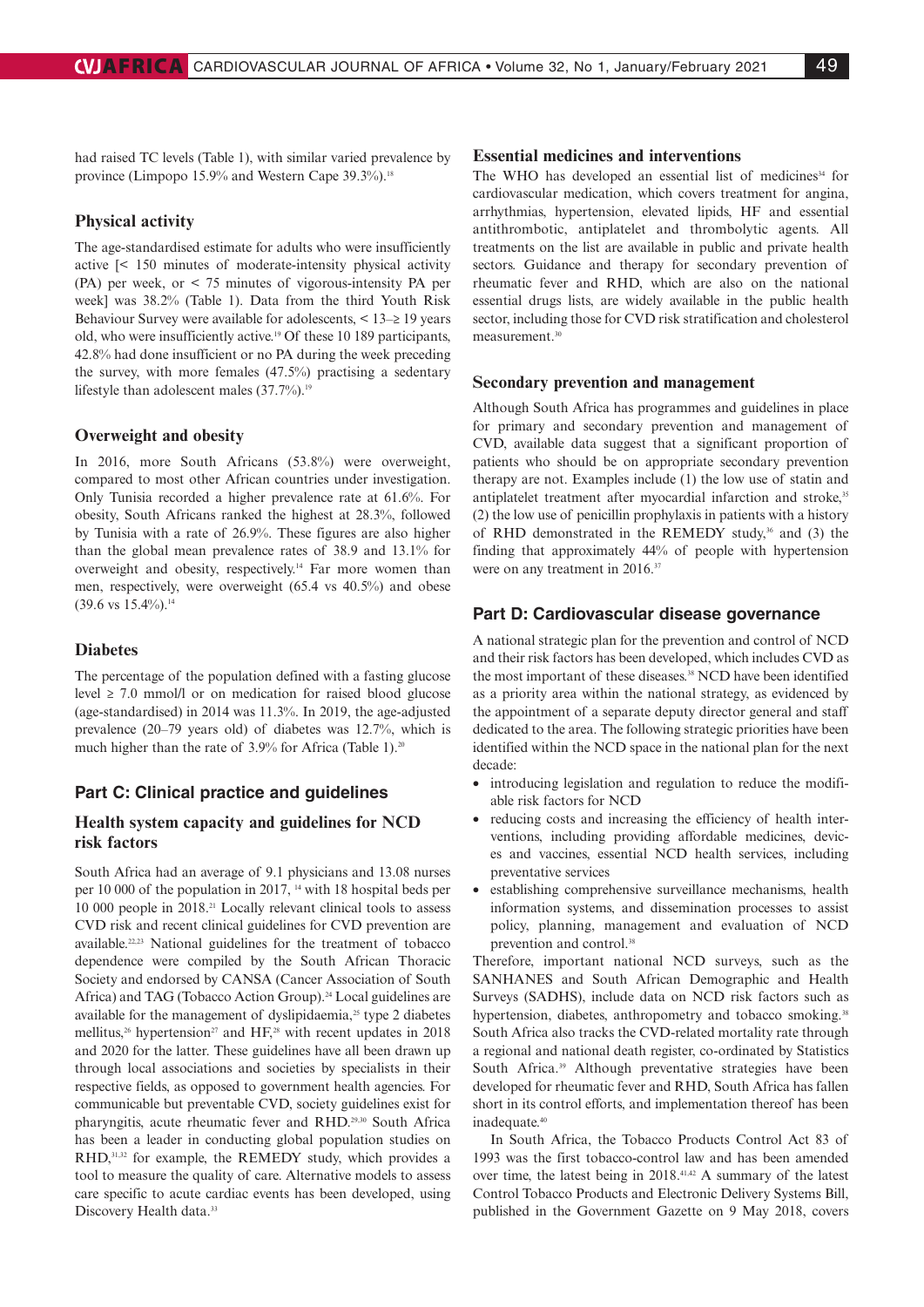had raised TC levels (Table 1), with similar varied prevalence by province (Limpopo 15.9% and Western Cape 39.3%).[18]

### Physical activity

The age-standardised estimate for adults who were insufficiently active [< 150 minutes of moderate-intensity physical activity (PA) per week, or < 75 minutes of vigorous-intensity PA per week] was 38.2% (Table 1). Data from the third Youth Risk Behaviour Survey were available for adolescents, < 13–≥ 19 years old, who were insufficiently active.[19] Of these 10 189 participants, 42.8% had done insufficient or no PA during the week preceding the survey, with more females (47.5%) practising a sedentary lifestyle than adolescent males (37.7%).[19]

### Overweight and obesity

In 2016, more South Africans (53.8%) were overweight, compared to most other African countries under investigation. Only Tunisia recorded a higher prevalence rate at 61.6%. For obesity, South Africans ranked the highest at 28.3%, followed by Tunisia with a rate of 26.9%. These figures are also higher than the global mean prevalence rates of 38.9 and 13.1% for overweight and obesity, respectively.[14] Far more women than men, respectively, were overweight (65.4 vs 40.5%) and obese (39.6 vs 15.4%).[14]

### Diabetes

The percentage of the population defined with a fasting glucose level ≥ 7.0 mmol/l or on medication for raised blood glucose (age-standardised) in 2014 was 11.3%. In 2019, the age-adjusted prevalence (20–79 years old) of diabetes was 12.7%, which is much higher than the rate of 3.9% for Africa (Table 1).[20]

## Part C: Clinical practice and guidelines

### Health system capacity and guidelines for NCD risk factors

South Africa had an average of 9.1 physicians and 13.08 nurses per 10 000 of the population in 2017, [14] with 18 hospital beds per 10 000 people in 2018.[21] Locally relevant clinical tools to assess CVD risk and recent clinical guidelines for CVD prevention are available.[22,23] National guidelines for the treatment of tobacco dependence were compiled by the South African Thoracic Society and endorsed by CANSA (Cancer Association of South Africa) and TAG (Tobacco Action Group).[24] Local guidelines are available for the management of dyslipidaemia,[25] type 2 diabetes mellitus,[26] hypertension[27] and HF,[28] with recent updates in 2018 and 2020 for the latter. These guidelines have all been drawn up through local associations and societies by specialists in their respective fields, as opposed to government health agencies. For communicable but preventable CVD, society guidelines exist for pharyngitis, acute rheumatic fever and RHD.[29,30] South Africa has been a leader in conducting global population studies on RHD,[31,32] for example, the REMEDY study, which provides a tool to measure the quality of care. Alternative models to assess care specific to acute cardiac events has been developed, using Discovery Health data.[33]

### Essential medicines and interventions

The WHO has developed an essential list of medicines[34] for cardiovascular medication, which covers treatment for angina, arrhythmias, hypertension, elevated lipids, HF and essential antithrombotic, antiplatelet and thrombolytic agents. All treatments on the list are available in public and private health sectors. Guidance and therapy for secondary prevention of rheumatic fever and RHD, which are also on the national essential drugs lists, are widely available in the public health sector, including those for CVD risk stratification and cholesterol measurement.[30]

### Secondary prevention and management

Although South Africa has programmes and guidelines in place for primary and secondary prevention and management of CVD, available data suggest that a significant proportion of patients who should be on appropriate secondary prevention therapy are not. Examples include (1) the low use of statin and antiplatelet treatment after myocardial infarction and stroke,[35] (2) the low use of penicillin prophylaxis in patients with a history of RHD demonstrated in the REMEDY study,[36] and (3) the finding that approximately 44% of people with hypertension were on any treatment in 2016.[37]

## Part D: Cardiovascular disease governance

A national strategic plan for the prevention and control of NCD and their risk factors has been developed, which includes CVD as the most important of these diseases.[38] NCD have been identified as a priority area within the national strategy, as evidenced by the appointment of a separate deputy director general and staff dedicated to the area. The following strategic priorities have been identified within the NCD space in the national plan for the next decade:

- introducing legislation and regulation to reduce the modifiable risk factors for NCD
- reducing costs and increasing the efficiency of health interventions, including providing affordable medicines, devices and vaccines, essential NCD health services, including preventative services
- establishing comprehensive surveillance mechanisms, health information systems, and dissemination processes to assist policy, planning, management and evaluation of NCD prevention and control.[38]

Therefore, important national NCD surveys, such as the SANHANES and South African Demographic and Health Surveys (SADHS), include data on NCD risk factors such as hypertension, diabetes, anthropometry and tobacco smoking.[38] South Africa also tracks the CVD-related mortality rate through a regional and national death register, co-ordinated by Statistics South Africa.[39] Although preventative strategies have been developed for rheumatic fever and RHD, South Africa has fallen short in its control efforts, and implementation thereof has been inadequate.[40]

In South Africa, the Tobacco Products Control Act 83 of 1993 was the first tobacco-control law and has been amended over time, the latest being in 2018.[41,42] A summary of the latest Control Tobacco Products and Electronic Delivery Systems Bill, published in the Government Gazette on 9 May 2018, covers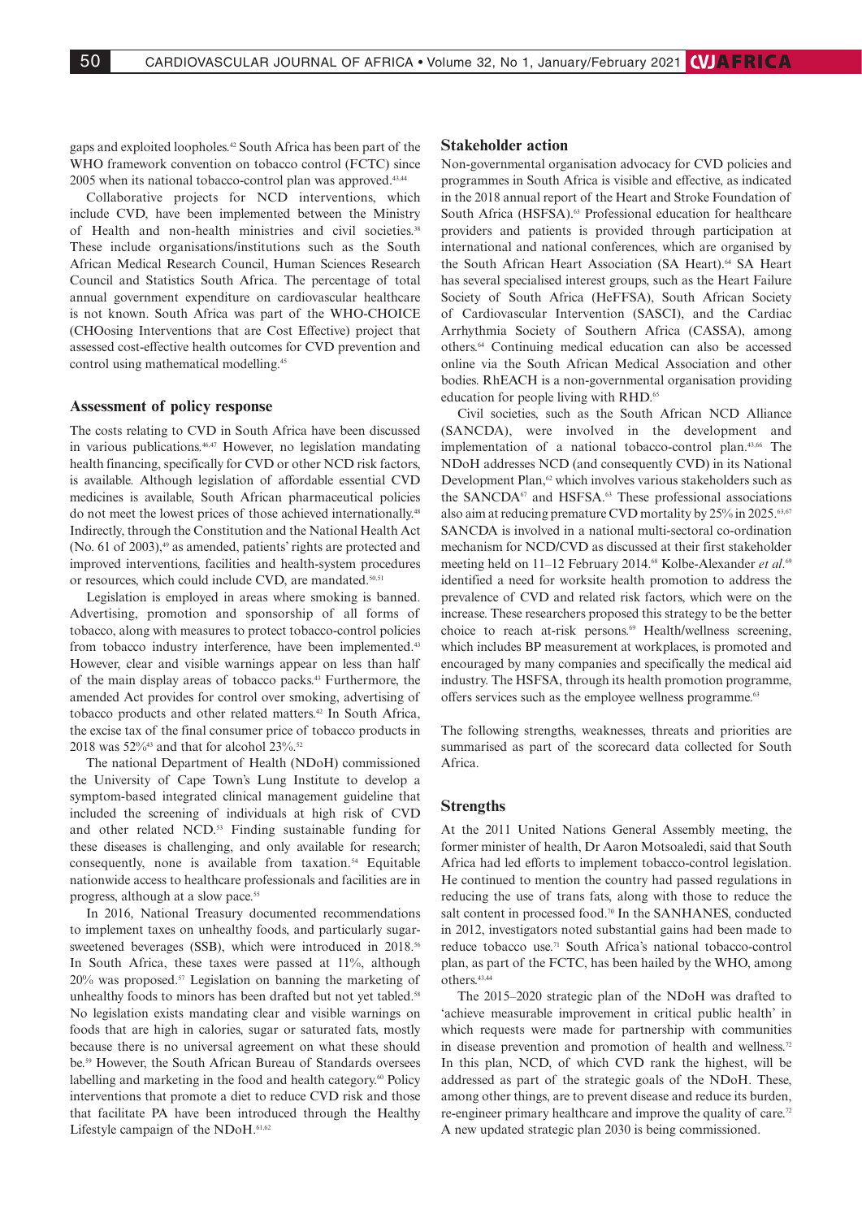gaps and exploited loopholes.[42] South Africa has been part of the WHO framework convention on tobacco control (FCTC) since 2005 when its national tobacco-control plan was approved.[43,44]

Collaborative projects for NCD interventions, which include CVD, have been implemented between the Ministry of Health and non-health ministries and civil societies.[38] These include organisations/institutions such as the South African Medical Research Council, Human Sciences Research Council and Statistics South Africa. The percentage of total annual government expenditure on cardiovascular healthcare is not known. South Africa was part of the WHO-CHOICE (CHOosing Interventions that are Cost Effective) project that assessed cost-effective health outcomes for CVD prevention and control using mathematical modelling.[45]

## Assessment of policy response

The costs relating to CVD in South Africa have been discussed in various publications.[46,47] However, no legislation mandating health financing, specifically for CVD or other NCD risk factors, is available. Although legislation of affordable essential CVD medicines is available, South African pharmaceutical policies do not meet the lowest prices of those achieved internationally.[48] Indirectly, through the Constitution and the National Health Act (No. 61 of 2003),[49] as amended, patients' rights are protected and improved interventions, facilities and health-system procedures or resources, which could include CVD, are mandated.[50,51]

Legislation is employed in areas where smoking is banned. Advertising, promotion and sponsorship of all forms of tobacco, along with measures to protect tobacco-control policies from tobacco industry interference, have been implemented.[43] However, clear and visible warnings appear on less than half of the main display areas of tobacco packs.[43] Furthermore, the amended Act provides for control over smoking, advertising of tobacco products and other related matters.[42] In South Africa, the excise tax of the final consumer price of tobacco products in 2018 was 52%[43] and that for alcohol 23%.[52]

The national Department of Health (NDoH) commissioned the University of Cape Town's Lung Institute to develop a symptom-based integrated clinical management guideline that included the screening of individuals at high risk of CVD and other related NCD.[53] Finding sustainable funding for these diseases is challenging, and only available for research; consequently, none is available from taxation.[54] Equitable nationwide access to healthcare professionals and facilities are in progress, although at a slow pace.[55]

In 2016, National Treasury documented recommendations to implement taxes on unhealthy foods, and particularly sugar-sweetened beverages (SSB), which were introduced in 2018.[56] In South Africa, these taxes were passed at 11%, although 20% was proposed.[57] Legislation on banning the marketing of unhealthy foods to minors has been drafted but not yet tabled.[58] No legislation exists mandating clear and visible warnings on foods that are high in calories, sugar or saturated fats, mostly because there is no universal agreement on what these should be.[59] However, the South African Bureau of Standards oversees labelling and marketing in the food and health category.[60] Policy interventions that promote a diet to reduce CVD risk and those that facilitate PA have been introduced through the Healthy Lifestyle campaign of the NDoH.[61,62]

## Stakeholder action

Non-governmental organisation advocacy for CVD policies and programmes in South Africa is visible and effective, as indicated in the 2018 annual report of the Heart and Stroke Foundation of South Africa (HSFSA).[63] Professional education for healthcare providers and patients is provided through participation at international and national conferences, which are organised by the South African Heart Association (SA Heart).[64] SA Heart has several specialised interest groups, such as the Heart Failure Society of South Africa (HeFFSA), South African Society of Cardiovascular Intervention (SASCI), and the Cardiac Arrhythmia Society of Southern Africa (CASSA), among others.[64] Continuing medical education can also be accessed online via the South African Medical Association and other bodies. RhEACH is a non-governmental organisation providing education for people living with RHD.[65]

Civil societies, such as the South African NCD Alliance (SANCDA), were involved in the development and implementation of a national tobacco-control plan.[43,66] The NDoH addresses NCD (and consequently CVD) in its National Development Plan,[62] which involves various stakeholders such as the SANCDA[67] and HSFSA.[63] These professional associations also aim at reducing premature CVD mortality by 25% in 2025.[63,67] SANCDA is involved in a national multi-sectoral co-ordination mechanism for NCD/CVD as discussed at their first stakeholder meeting held on 11–12 February 2014.[68] Kolbe-Alexander *et al.*[69] identified a need for worksite health promotion to address the prevalence of CVD and related risk factors, which were on the increase. These researchers proposed this strategy to be the better choice to reach at-risk persons.[69] Health/wellness screening, which includes BP measurement at workplaces, is promoted and encouraged by many companies and specifically the medical aid industry. The HSFSA, through its health promotion programme, offers services such as the employee wellness programme.[63]

The following strengths, weaknesses, threats and priorities are summarised as part of the scorecard data collected for South Africa.

## Strengths

At the 2011 United Nations General Assembly meeting, the former minister of health, Dr Aaron Motsoaledi, said that South Africa had led efforts to implement tobacco-control legislation. He continued to mention the country had passed regulations in reducing the use of trans fats, along with those to reduce the salt content in processed food.[70] In the SANHANES, conducted in 2012, investigators noted substantial gains had been made to reduce tobacco use.[71] South Africa's national tobacco-control plan, as part of the FCTC, has been hailed by the WHO, among others.[43,44]

The 2015–2020 strategic plan of the NDoH was drafted to 'achieve measurable improvement in critical public health' in which requests were made for partnership with communities in disease prevention and promotion of health and wellness.[72] In this plan, NCD, of which CVD rank the highest, will be addressed as part of the strategic goals of the NDoH. These, among other things, are to prevent disease and reduce its burden, re-engineer primary healthcare and improve the quality of care.[72] A new updated strategic plan 2030 is being commissioned.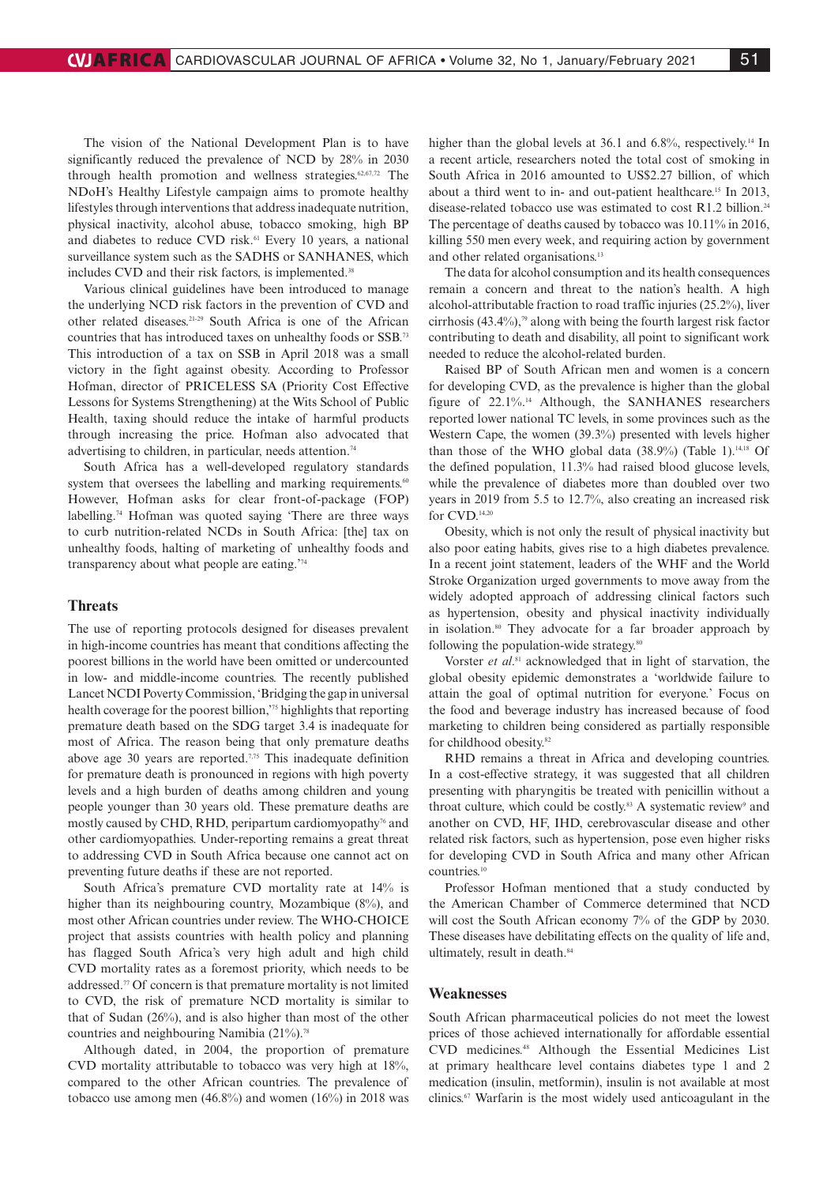The vision of the National Development Plan is to have significantly reduced the prevalence of NCD by 28% in 2030 through health promotion and wellness strategies.[62,67,72] The NDoH's Healthy Lifestyle campaign aims to promote healthy lifestyles through interventions that address inadequate nutrition, physical inactivity, alcohol abuse, tobacco smoking, high BP and diabetes to reduce CVD risk.[61] Every 10 years, a national surveillance system such as the SADHS or SANHANES, which includes CVD and their risk factors, is implemented.[38]

Various clinical guidelines have been introduced to manage the underlying NCD risk factors in the prevention of CVD and other related diseases.[21-29] South Africa is one of the African countries that has introduced taxes on unhealthy foods or SSB.[73] This introduction of a tax on SSB in April 2018 was a small victory in the fight against obesity. According to Professor Hofman, director of PRICELESS SA (Priority Cost Effective Lessons for Systems Strengthening) at the Wits School of Public Health, taxing should reduce the intake of harmful products through increasing the price. Hofman also advocated that advertising to children, in particular, needs attention.[74]

South Africa has a well-developed regulatory standards system that oversees the labelling and marking requirements.[60] However, Hofman asks for clear front-of-package (FOP) labelling.[74] Hofman was quoted saying 'There are three ways to curb nutrition-related NCDs in South Africa: [the] tax on unhealthy foods, halting of marketing of unhealthy foods and transparency about what people are eating.'[74]

## Threats

The use of reporting protocols designed for diseases prevalent in high-income countries has meant that conditions affecting the poorest billions in the world have been omitted or undercounted in low- and middle-income countries. The recently published Lancet NCDI Poverty Commission, 'Bridging the gap in universal health coverage for the poorest billion,'[75] highlights that reporting premature death based on the SDG target 3.4 is inadequate for most of Africa. The reason being that only premature deaths above age 30 years are reported.[7,75] This inadequate definition for premature death is pronounced in regions with high poverty levels and a high burden of deaths among children and young people younger than 30 years old. These premature deaths are mostly caused by CHD, RHD, peripartum cardiomyopathy[76] and other cardiomyopathies. Under-reporting remains a great threat to addressing CVD in South Africa because one cannot act on preventing future deaths if these are not reported.

South Africa's premature CVD mortality rate at 14% is higher than its neighbouring country, Mozambique (8%), and most other African countries under review. The WHO-CHOICE project that assists countries with health policy and planning has flagged South Africa's very high adult and high child CVD mortality rates as a foremost priority, which needs to be addressed.[77] Of concern is that premature mortality is not limited to CVD, the risk of premature NCD mortality is similar to that of Sudan (26%), and is also higher than most of the other countries and neighbouring Namibia (21%).[78]

Although dated, in 2004, the proportion of premature CVD mortality attributable to tobacco was very high at 18%, compared to the other African countries. The prevalence of tobacco use among men (46.8%) and women (16%) in 2018 was higher than the global levels at 36.1 and 6.8%, respectively.[14] In a recent article, researchers noted the total cost of smoking in South Africa in 2016 amounted to US$2.27 billion, of which about a third went to in- and out-patient healthcare.[15] In 2013, disease-related tobacco use was estimated to cost R1.2 billion.[24] The percentage of deaths caused by tobacco was 10.11% in 2016, killing 550 men every week, and requiring action by government and other related organisations.[13]

The data for alcohol consumption and its health consequences remain a concern and threat to the nation's health. A high alcohol-attributable fraction to road traffic injuries (25.2%), liver cirrhosis (43.4%),[79] along with being the fourth largest risk factor contributing to death and disability, all point to significant work needed to reduce the alcohol-related burden.

Raised BP of South African men and women is a concern for developing CVD, as the prevalence is higher than the global figure of 22.1%.[14] Although, the SANHANES researchers reported lower national TC levels, in some provinces such as the Western Cape, the women (39.3%) presented with levels higher than those of the WHO global data (38.9%) (Table 1).[14,18] Of the defined population, 11.3% had raised blood glucose levels, while the prevalence of diabetes more than doubled over two years in 2019 from 5.5 to 12.7%, also creating an increased risk for CVD.[14,20]

Obesity, which is not only the result of physical inactivity but also poor eating habits, gives rise to a high diabetes prevalence. In a recent joint statement, leaders of the WHF and the World Stroke Organization urged governments to move away from the widely adopted approach of addressing clinical factors such as hypertension, obesity and physical inactivity individually in isolation.[80] They advocate for a far broader approach by following the population-wide strategy.[80]

Vorster *et al.*[81] acknowledged that in light of starvation, the global obesity epidemic demonstrates a 'worldwide failure to attain the goal of optimal nutrition for everyone.' Focus on the food and beverage industry has increased because of food marketing to children being considered as partially responsible for childhood obesity.[82]

RHD remains a threat in Africa and developing countries. In a cost-effective strategy, it was suggested that all children presenting with pharyngitis be treated with penicillin without a throat culture, which could be costly.[83] A systematic review[9] and another on CVD, HF, IHD, cerebrovascular disease and other related risk factors, such as hypertension, pose even higher risks for developing CVD in South Africa and many other African countries.[10]

Professor Hofman mentioned that a study conducted by the American Chamber of Commerce determined that NCD will cost the South African economy 7% of the GDP by 2030. These diseases have debilitating effects on the quality of life and, ultimately, result in death.[84]

## Weaknesses

South African pharmaceutical policies do not meet the lowest prices of those achieved internationally for affordable essential CVD medicines.[48] Although the Essential Medicines List at primary healthcare level contains diabetes type 1 and 2 medication (insulin, metformin), insulin is not available at most clinics.[67] Warfarin is the most widely used anticoagulant in the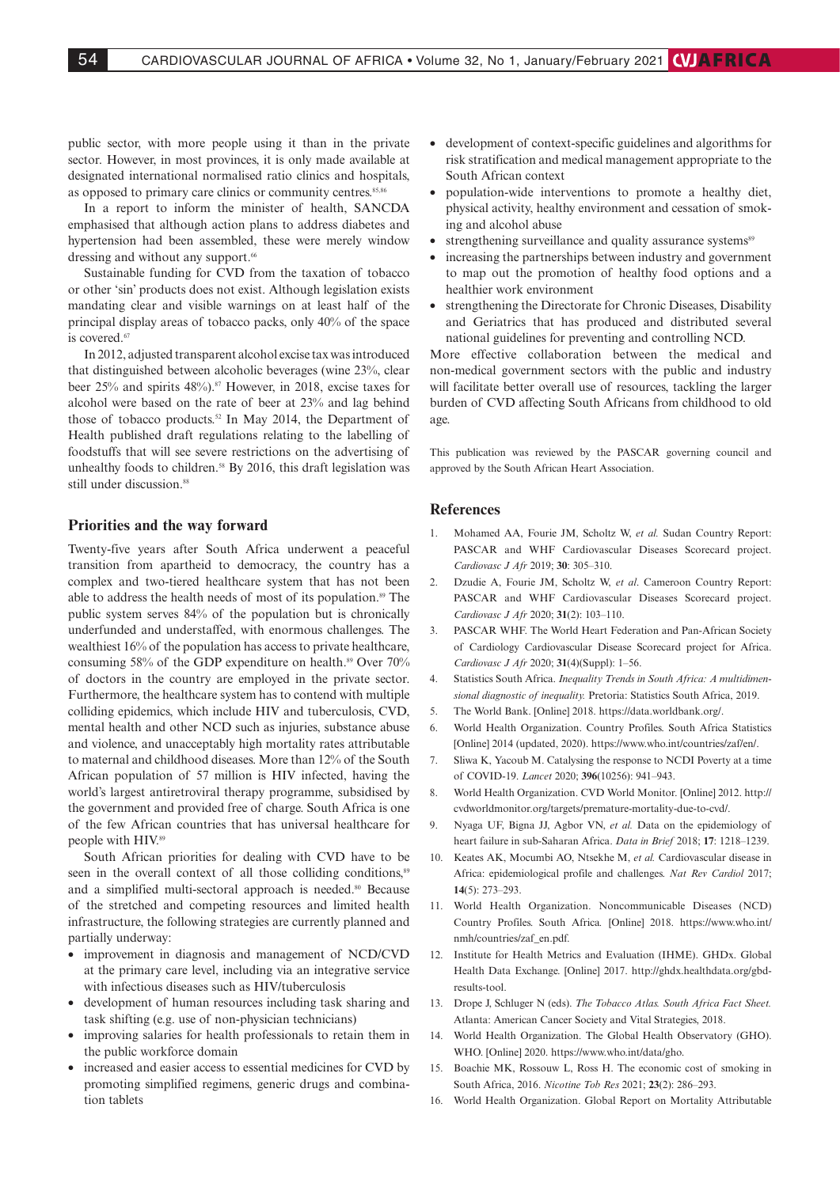public sector, with more people using it than in the private sector. However, in most provinces, it is only made available at designated international normalised ratio clinics and hospitals, as opposed to primary care clinics or community centres.[85,86]

In a report to inform the minister of health, SANCDA emphasised that although action plans to address diabetes and hypertension had been assembled, these were merely window dressing and without any support.[66]

Sustainable funding for CVD from the taxation of tobacco or other 'sin' products does not exist. Although legislation exists mandating clear and visible warnings on at least half of the principal display areas of tobacco packs, only 40% of the space is covered.[67]

In 2012, adjusted transparent alcohol excise tax was introduced that distinguished between alcoholic beverages (wine 23%, clear beer 25% and spirits 48%).[87] However, in 2018, excise taxes for alcohol were based on the rate of beer at 23% and lag behind those of tobacco products.[52] In May 2014, the Department of Health published draft regulations relating to the labelling of foodstuffs that will see severe restrictions on the advertising of unhealthy foods to children.[58] By 2016, this draft legislation was still under discussion.[88]

## Priorities and the way forward

Twenty-five years after South Africa underwent a peaceful transition from apartheid to democracy, the country has a complex and two-tiered healthcare system that has not been able to address the health needs of most of its population.[89] The public system serves 84% of the population but is chronically underfunded and understaffed, with enormous challenges. The wealthiest 16% of the population has access to private healthcare, consuming 58% of the GDP expenditure on health.[89] Over 70% of doctors in the country are employed in the private sector. Furthermore, the healthcare system has to contend with multiple colliding epidemics, which include HIV and tuberculosis, CVD, mental health and other NCD such as injuries, substance abuse and violence, and unacceptably high mortality rates attributable to maternal and childhood diseases. More than 12% of the South African population of 57 million is HIV infected, having the world's largest antiretroviral therapy programme, subsidised by the government and provided free of charge. South Africa is one of the few African countries that has universal healthcare for people with HIV.[89]

South African priorities for dealing with CVD have to be seen in the overall context of all those colliding conditions,[89] and a simplified multi-sectoral approach is needed.[80] Because of the stretched and competing resources and limited health infrastructure, the following strategies are currently planned and partially underway:

- improvement in diagnosis and management of NCD/CVD at the primary care level, including via an integrative service with infectious diseases such as HIV/tuberculosis
- development of human resources including task sharing and task shifting (e.g. use of non-physician technicians)
- improving salaries for health professionals to retain them in the public workforce domain
- increased and easier access to essential medicines for CVD by promoting simplified regimens, generic drugs and combination tablets
- development of context-specific guidelines and algorithms for risk stratification and medical management appropriate to the South African context
- population-wide interventions to promote a healthy diet, physical activity, healthy environment and cessation of smoking and alcohol abuse
- strengthening surveillance and quality assurance systems[89]
- increasing the partnerships between industry and government to map out the promotion of healthy food options and a healthier work environment
- strengthening the Directorate for Chronic Diseases, Disability and Geriatrics that has produced and distributed several national guidelines for preventing and controlling NCD.

More effective collaboration between the medical and non-medical government sectors with the public and industry will facilitate better overall use of resources, tackling the larger burden of CVD affecting South Africans from childhood to old age.

This publication was reviewed by the PASCAR governing council and approved by the South African Heart Association.

## References

1. Mohamed AA, Fourie JM, Scholtz W, *et al*. Sudan Country Report: PASCAR and WHF Cardiovascular Diseases Scorecard project. *Cardiovasc J Afr* 2019; **30**: 305–310.
2. Dzudie A, Fourie JM, Scholtz W, *et al*. Cameroon Country Report: PASCAR and WHF Cardiovascular Diseases Scorecard project. *Cardiovasc J Afr* 2020; **31**(2): 103–110.
3. PASCAR WHF. The World Heart Federation and Pan-African Society of Cardiology Cardiovascular Disease Scorecard project for Africa. *Cardiovasc J Afr* 2020; **31**(4)(Suppl): 1–56.
4. Statistics South Africa. *Inequality Trends in South Africa: A multidimensional diagnostic of inequality.* Pretoria: Statistics South Africa, 2019.
5. The World Bank. [Online] 2018. https://data.worldbank.org/.
6. World Health Organization. Country Profiles. South Africa Statistics [Online] 2014 (updated, 2020). https://www.who.int/countries/zaf/en/.
7. Sliwa K, Yacoub M. Catalysing the response to NCDI Poverty at a time of COVID-19. *Lancet* 2020; **396**(10256): 941–943.
8. World Health Organization. CVD World Monitor. [Online] 2012. http://cvdworldmonitor.org/targets/premature-mortality-due-to-cvd/.
9. Nyaga UF, Bigna JJ, Agbor VN, *et al.* Data on the epidemiology of heart failure in sub-Saharan Africa. *Data in Brief* 2018; **17**: 1218–1239.
10. Keates AK, Mocumbi AO, Ntsekhe M, *et al.* Cardiovascular disease in Africa: epidemiological profile and challenges. *Nat Rev Cardiol* 2017; **14**(5): 273–293.
11. World Health Organization. Noncommunicable Diseases (NCD) Country Profiles. South Africa. [Online] 2018. https://www.who.int/nmh/countries/zaf_en.pdf.
12. Institute for Health Metrics and Evaluation (IHME). GHDx. Global Health Data Exchange. [Online] 2017. http://ghdx.healthdata.org/gbd-results-tool.
13. Drope J, Schluger N (eds). *The Tobacco Atlas. South Africa Fact Sheet.* Atlanta: American Cancer Society and Vital Strategies, 2018.
14. World Health Organization. The Global Health Observatory (GHO). WHO. [Online] 2020. https://www.who.int/data/gho.
15. Boachie MK, Rossouw L, Ross H. The economic cost of smoking in South Africa, 2016. *Nicotine Tob Res* 2021; **23**(2): 286–293.
16. World Health Organization. Global Report on Mortality Attributable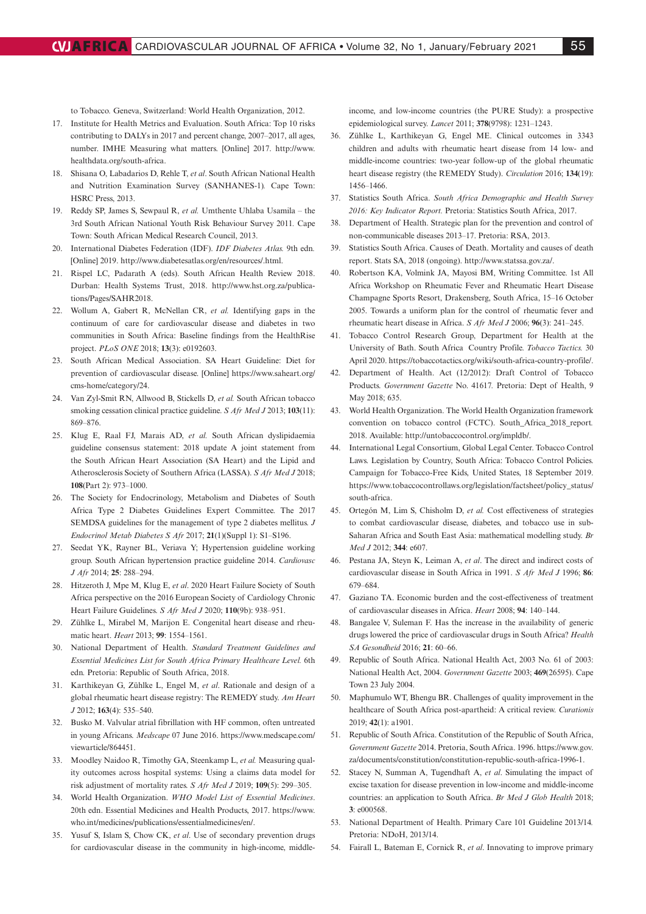to Tobacco. Geneva, Switzerland: World Health Organization, 2012.

17. Institute for Health Metrics and Evaluation. South Africa: Top 10 risks contributing to DALYs in 2017 and percent change, 2007–2017, all ages, number. IMHE Measuring what matters. [Online] 2017. http://www.healthdata.org/south-africa.
18. Shisana O, Labadarios D, Rehle T, *et al*. South African National Health and Nutrition Examination Survey (SANHANES-1). Cape Town: HSRC Press, 2013.
19. Reddy SP, James S, Sewpaul R, *et al.* Umthente Uhlaba Usamila – the 3rd South African National Youth Risk Behaviour Survey 2011. Cape Town: South African Medical Research Council, 2013.
20. International Diabetes Federation (IDF). *IDF Diabetes Atlas.* 9th edn. [Online] 2019. http://www.diabetesatlas.org/en/resources/.html.
21. Rispel LC, Padarath A (eds). South African Health Review 2018. Durban: Health Systems Trust, 2018. http://www.hst.org.za/publications/Pages/SAHR2018.
22. Wollum A, Gabert R, McNellan CR, *et al.* Identifying gaps in the continuum of care for cardiovascular disease and diabetes in two communities in South Africa: Baseline findings from the HealthRise project. *PLoS ONE* 2018; **13**(3): e0192603.
23. South African Medical Association. SA Heart Guideline: Diet for prevention of cardiovascular disease. [Online] https://www.saheart.org/cms-home/category/24.
24. Van Zyl-Smit RN, Allwood B, Stickells D, *et al.* South African tobacco smoking cessation clinical practice guideline. *S Afr Med J* 2013; **103**(11): 869–876.
25. Klug E, Raal FJ, Marais AD, *et al.* South African dyslipidaemia guideline consensus statement: 2018 update A joint statement from the South African Heart Association (SA Heart) and the Lipid and Atherosclerosis Society of Southern Africa (LASSA). *S Afr Med J* 2018; **108**(Part 2): 973–1000.
26. The Society for Endocrinology, Metabolism and Diabetes of South Africa Type 2 Diabetes Guidelines Expert Committee. The 2017 SEMDSA guidelines for the management of type 2 diabetes mellitus. *J Endocrinol Metab Diabetes S Afr* 2017; **21**(1)(Suppl 1): S1–S196.
27. Seedat YK, Rayner BL, Veriava Y; Hypertension guideline working group. South African hypertension practice guideline 2014. *Cardiovasc J Afr* 2014; **25**: 288–294.
28. Hitzeroth J, Mpe M, Klug E, *et al*. 2020 Heart Failure Society of South Africa perspective on the 2016 European Society of Cardiology Chronic Heart Failure Guidelines. *S Afr Med J* 2020; **110**(9b): 938–951.
29. Zühlke L, Mirabel M, Marijon E. Congenital heart disease and rheumatic heart. *Heart* 2013; **99**: 1554–1561.
30. National Department of Health. *Standard Treatment Guidelines and Essential Medicines List for South Africa Primary Healthcare Level.* 6th edn. Pretoria: Republic of South Africa, 2018.
31. Karthikeyan G, Zühlke L, Engel M, *et al*. Rationale and design of a global rheumatic heart disease registry: The REMEDY study. *Am Heart J* 2012; **163**(4): 535–540.
32. Busko M. Valvular atrial fibrillation with HF common, often untreated in young Africans. *Medscape* 07 June 2016. https://www.medscape.com/viewarticle/864451.
33. Moodley Naidoo R, Timothy GA, Steenkamp L, *et al.* Measuring quality outcomes across hospital systems: Using a claims data model for risk adjustment of mortality rates. *S Afr Med J* 2019; **109**(5): 299–305.
34. World Health Organization. *WHO Model List of Essential Medicines*. 20th edn. Essential Medicines and Health Products, 2017. https://www.who.int/medicines/publications/essentialmedicines/en/.
35. Yusuf S, Islam S, Chow CK, *et al*. Use of secondary prevention drugs for cardiovascular disease in the community in high-income, middle-income, and low-income countries (the PURE Study): a prospective epidemiological survey. *Lancet* 2011; **378**(9798): 1231–1243.
36. Zühlke L, Karthikeyan G, Engel ME. Clinical outcomes in 3343 children and adults with rheumatic heart disease from 14 low- and middle-income countries: two-year follow-up of the global rheumatic heart disease registry (the REMEDY Study). *Circulation* 2016; **134**(19): 1456–1466.
37. Statistics South Africa. *South Africa Demographic and Health Survey 2016: Key Indicator Report.* Pretoria: Statistics South Africa, 2017.
38. Department of Health. Strategic plan for the prevention and control of non-communicable diseases 2013–17. Pretoria: RSA, 2013.
39. Statistics South Africa. Causes of Death. Mortality and causes of death report. Stats SA, 2018 (ongoing). http://www.statssa.gov.za/.
40. Robertson KA, Volmink JA, Mayosi BM, Writing Committee. 1st All Africa Workshop on Rheumatic Fever and Rheumatic Heart Disease Champagne Sports Resort, Drakensberg, South Africa, 15–16 October 2005. Towards a uniform plan for the control of rheumatic fever and rheumatic heart disease in Africa. *S Afr Med J* 2006; **96**(3): 241–245.
41. Tobacco Control Research Group, Department for Health at the University of Bath. South Africa Country Profile. *Tobacco Tactics.* 30 April 2020. https://tobaccotactics.org/wiki/south-africa-country-profile/.
42. Department of Health. Act (12/2012): Draft Control of Tobacco Products. *Government Gazette* No. 41617. Pretoria: Dept of Health, 9 May 2018; 635.
43. World Health Organization. The World Health Organization framework convention on tobacco control (FCTC). South_Africa_2018_report. 2018. Available: http://untobaccocontrol.org/impldb/.
44. International Legal Consortium, Global Legal Center. Tobacco Control Laws. Legislation by Country, South Africa: Tobacco Control Policies. Campaign for Tobacco-Free Kids, United States, 18 September 2019. https://www.tobaccocontrollaws.org/legislation/factsheet/policy_status/south-africa.
45. Ortegón M, Lim S, Chisholm D, *et al.* Cost effectiveness of strategies to combat cardiovascular disease, diabetes, and tobacco use in sub-Saharan Africa and South East Asia: mathematical modelling study. *Br Med J* 2012; **344**: e607.
46. Pestana JA, Steyn K, Leiman A, *et al*. The direct and indirect costs of cardiovascular disease in South Africa in 1991. *S Afr Med J* 1996; **86**: 679–684.
47. Gaziano TA. Economic burden and the cost-effectiveness of treatment of cardiovascular diseases in Africa. *Heart* 2008; **94**: 140–144.
48. Bangalee V, Suleman F. Has the increase in the availability of generic drugs lowered the price of cardiovascular drugs in South Africa? *Health SA Gesondheid* 2016; **21**: 60–66.
49. Republic of South Africa. National Health Act, 2003 No. 61 of 2003: National Health Act, 2004. *Government Gazette* 2003; **469**(26595). Cape Town 23 July 2004.
50. Maphumulo WT, Bhengu BR. Challenges of quality improvement in the healthcare of South Africa post-apartheid: A critical review. *Curationis* 2019; **42**(1): a1901.
51. Republic of South Africa. Constitution of the Republic of South Africa, *Government Gazette* 2014. Pretoria, South Africa. 1996. https://www.gov.za/documents/constitution/constitution-republic-south-africa-1996-1.
52. Stacey N, Summan A, Tugendhaft A, *et al*. Simulating the impact of excise taxation for disease prevention in low-income and middle-income countries: an application to South Africa. *Br Med J Glob Health* 2018; **3**: e000568.
53. National Department of Health. Primary Care 101 Guideline 2013/14. Pretoria: NDoH, 2013/14.
54. Fairall L, Bateman E, Cornick R, *et al*. Innovating to improve primary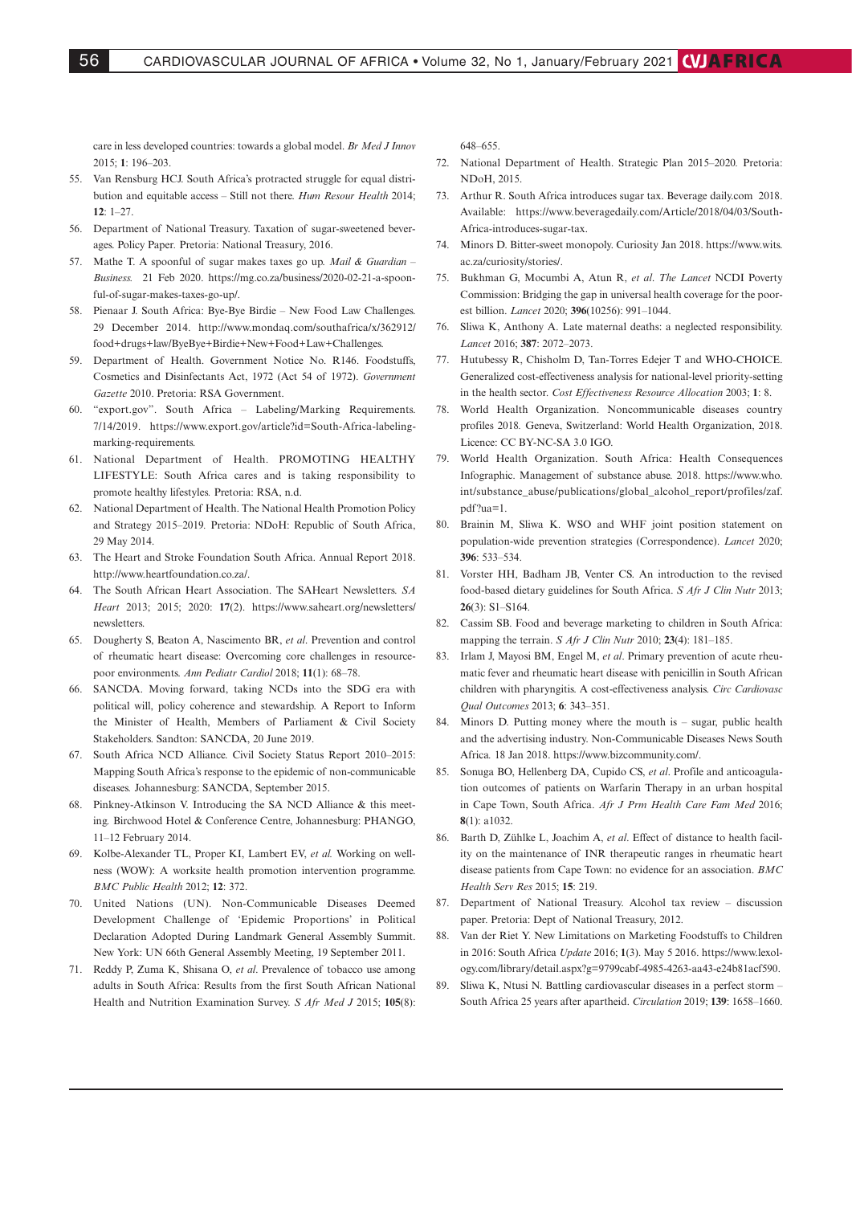care in less developed countries: towards a global model. *Br Med J Innov* 2015; **1**: 196–203.

55. Van Rensburg HCJ. South Africa's protracted struggle for equal distribution and equitable access – Still not there. *Hum Resour Health* 2014; **12**: 1–27.
56. Department of National Treasury. Taxation of sugar-sweetened beverages. Policy Paper. Pretoria: National Treasury, 2016.
57. Mathe T. A spoonful of sugar makes taxes go up. *Mail & Guardian – Business.* 21 Feb 2020. https://mg.co.za/business/2020-02-21-a-spoonful-of-sugar-makes-taxes-go-up/.
58. Pienaar J. South Africa: Bye-Bye Birdie – New Food Law Challenges. 29 December 2014. http://www.mondaq.com/southafrica/x/362912/food+drugs+law/ByeBye+Birdie+New+Food+Law+Challenges.
59. Department of Health. Government Notice No. R146. Foodstuffs, Cosmetics and Disinfectants Act, 1972 (Act 54 of 1972). *Government Gazette* 2010. Pretoria: RSA Government.
60. "export.gov". South Africa – Labeling/Marking Requirements. 7/14/2019. https://www.export.gov/article?id=South-Africa-labeling-marking-requirements.
61. National Department of Health. PROMOTING HEALTHY LIFESTYLE: South Africa cares and is taking responsibility to promote healthy lifestyles. Pretoria: RSA, n.d.
62. National Department of Health. The National Health Promotion Policy and Strategy 2015–2019. Pretoria: NDoH: Republic of South Africa, 29 May 2014.
63. The Heart and Stroke Foundation South Africa. Annual Report 2018. http://www.heartfoundation.co.za/.
64. The South African Heart Association. The SAHeart Newsletters. *SA Heart* 2013; 2015; 2020: **17**(2). https://www.saheart.org/newsletters/newsletters.
65. Dougherty S, Beaton A, Nascimento BR, *et al*. Prevention and control of rheumatic heart disease: Overcoming core challenges in resource-poor environments. *Ann Pediatr Cardiol* 2018; **11**(1): 68–78.
66. SANCDA. Moving forward, taking NCDs into the SDG era with political will, policy coherence and stewardship. A Report to Inform the Minister of Health, Members of Parliament & Civil Society Stakeholders. Sandton: SANCDA, 20 June 2019.
67. South Africa NCD Alliance. Civil Society Status Report 2010–2015: Mapping South Africa's response to the epidemic of non-communicable diseases. Johannesburg: SANCDA, September 2015.
68. Pinkney-Atkinson V. Introducing the SA NCD Alliance & this meeting. Birchwood Hotel & Conference Centre, Johannesburg: PHANGO, 11–12 February 2014.
69. Kolbe-Alexander TL, Proper KI, Lambert EV, *et al.* Working on wellness (WOW): A worksite health promotion intervention programme. *BMC Public Health* 2012; **12**: 372.
70. United Nations (UN). Non-Communicable Diseases Deemed Development Challenge of 'Epidemic Proportions' in Political Declaration Adopted During Landmark General Assembly Summit. New York: UN 66th General Assembly Meeting, 19 September 2011.
71. Reddy P, Zuma K, Shisana O, *et al*. Prevalence of tobacco use among adults in South Africa: Results from the first South African National Health and Nutrition Examination Survey. *S Afr Med J* 2015; **105**(8): 648–655.
72. National Department of Health. Strategic Plan 2015–2020. Pretoria: NDoH, 2015.
73. Arthur R. South Africa introduces sugar tax. Beverage daily.com 2018. Available: https://www.beveragedaily.com/Article/2018/04/03/South-Africa-introduces-sugar-tax.
74. Minors D. Bitter-sweet monopoly. Curiosity Jan 2018. https://www.wits.ac.za/curiosity/stories/.
75. Bukhman G, Mocumbi A, Atun R, *et al*. *The Lancet* NCDI Poverty Commission: Bridging the gap in universal health coverage for the poorest billion. *Lancet* 2020; **396**(10256): 991–1044.
76. Sliwa K, Anthony A. Late maternal deaths: a neglected responsibility. *Lancet* 2016; **387**: 2072–2073.
77. Hutubessy R, Chisholm D, Tan-Torres Edejer T and WHO-CHOICE. Generalized cost-effectiveness analysis for national-level priority-setting in the health sector. *Cost Effectiveness Resource Allocation* 2003; **1**: 8.
78. World Health Organization. Noncommunicable diseases country profiles 2018. Geneva, Switzerland: World Health Organization, 2018. Licence: CC BY-NC-SA 3.0 IGO.
79. World Health Organization. South Africa: Health Consequences Infographic. Management of substance abuse. 2018. https://www.who.int/substance_abuse/publications/global_alcohol_report/profiles/zaf.pdf?ua=1.
80. Brainin M, Sliwa K. WSO and WHF joint position statement on population-wide prevention strategies (Correspondence). *Lancet* 2020; **396**: 533–534.
81. Vorster HH, Badham JB, Venter CS. An introduction to the revised food-based dietary guidelines for South Africa. *S Afr J Clin Nutr* 2013; **26**(3): S1–S164.
82. Cassim SB. Food and beverage marketing to children in South Africa: mapping the terrain. *S Afr J Clin Nutr* 2010; **23**(4): 181–185.
83. Irlam J, Mayosi BM, Engel M, *et al*. Primary prevention of acute rheumatic fever and rheumatic heart disease with penicillin in South African children with pharyngitis. A cost-effectiveness analysis. *Circ Cardiovasc Qual Outcomes* 2013; **6**: 343–351.
84. Minors D. Putting money where the mouth is – sugar, public health and the advertising industry. Non-Communicable Diseases News South Africa*.* 18 Jan 2018. https://www.bizcommunity.com/.
85. Sonuga BO, Hellenberg DA, Cupido CS, *et al*. Profile and anticoagulation outcomes of patients on Warfarin Therapy in an urban hospital in Cape Town, South Africa. *Afr J Prm Health Care Fam Med* 2016; **8**(1): a1032.
86. Barth D, Zühlke L, Joachim A, *et al*. Effect of distance to health facility on the maintenance of INR therapeutic ranges in rheumatic heart disease patients from Cape Town: no evidence for an association. *BMC Health Serv Res* 2015; **15**: 219.
87. Department of National Treasury. Alcohol tax review – discussion paper. Pretoria: Dept of National Treasury, 2012.
88. Van der Riet Y. New Limitations on Marketing Foodstuffs to Children in 2016: South Africa *Update* 2016; **1**(3). May 5 2016. https://www.lexology.com/library/detail.aspx?g=9799cabf-4985-4263-aa43-e24b81acf590.
89. Sliwa K, Ntusi N. Battling cardiovascular diseases in a perfect storm – South Africa 25 years after apartheid. *Circulation* 2019; **139**: 1658–1660.